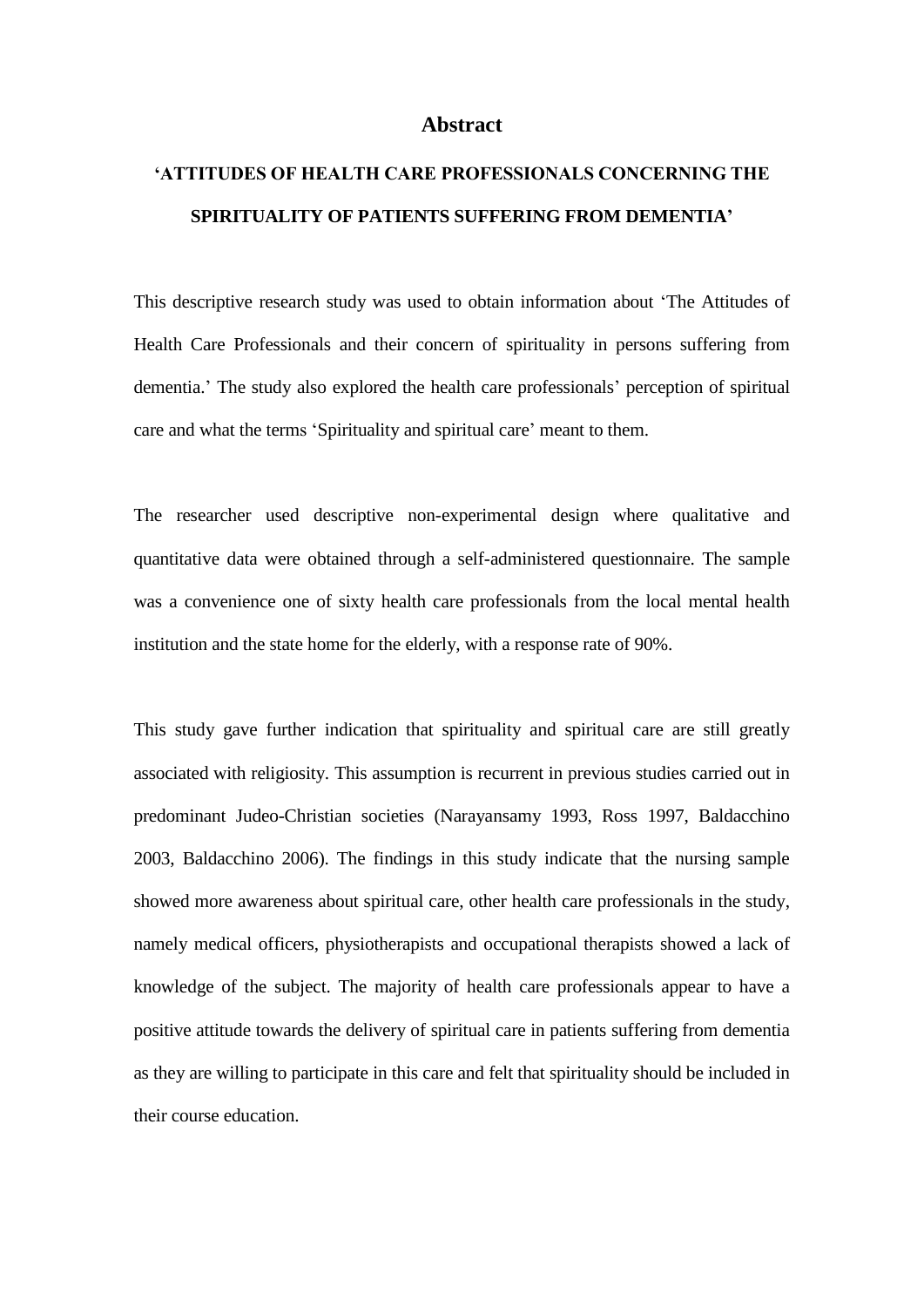# Abstract

## 'ATTITUDES OF HEALTH CARE PROFESSIONALS CONCERNING THE SPIRITUALITY OF PATIENTS SUFFERING FROM DEMENTIA'

This descriptive research study was used to obtain information about 'The Attitudes of Health Care Professionals and their concern of spirituality in persons suffering from dementia.' The study also explored the health care professionals' perception of spiritual care and what the terms 'Spirituality and spiritual care' meant to them.

The researcher used descriptive non-experimental design where qualitative and quantitative data were obtained through a self-administered questionnaire. The sample was a convenience one of sixty health care professionals from the local mental health institution and the state home for the elderly, with a response rate of 90%.

This study gave further indication that spirituality and spiritual care are still greatly associated with religiosity. This assumption is recurrent in previous studies carried out in predominant Judeo-Christian societies (Narayansamy 1993, Ross 1997, Baldacchino 2003, Baldacchino 2006). The findings in this study indicate that the nursing sample showed more awareness about spiritual care, other health care professionals in the study, namely medical officers, physiotherapists and occupational therapists showed a lack of knowledge of the subject. The majority of health care professionals appear to have a positive attitude towards the delivery of spiritual care in patients suffering from dementia as they are willing to participate in this care and felt that spirituality should be included in their course education.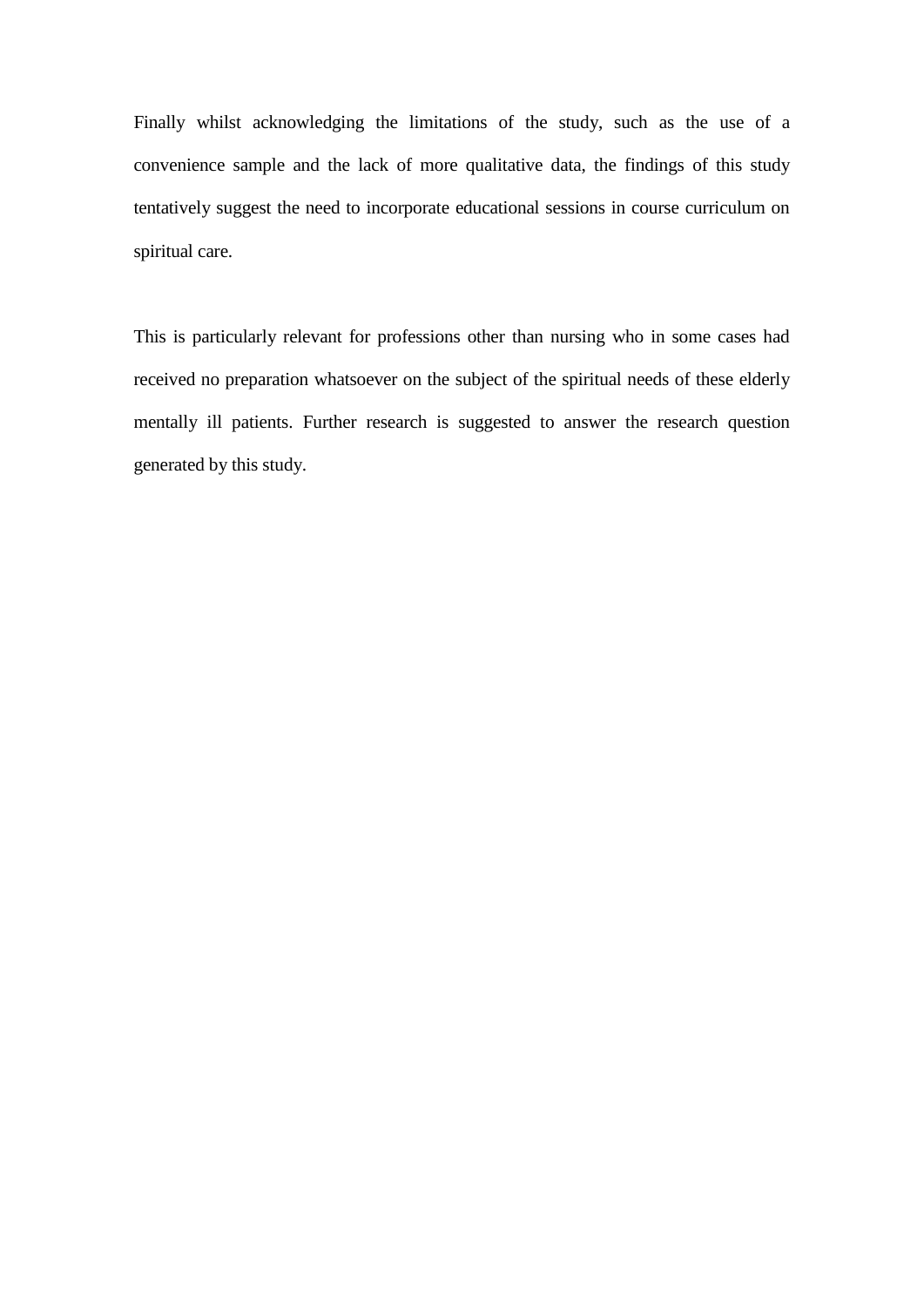Finally whilst acknowledging the limitations of the study, such as the use of a convenience sample and the lack of more qualitative data, the findings of this study tentatively suggest the need to incorporate educational sessions in course curriculum on spiritual care.

This is particularly relevant for professions other than nursing who in some cases had received no preparation whatsoever on the subject of the spiritual needs of these elderly mentally ill patients. Further research is suggested to answer the research question generated by this study.